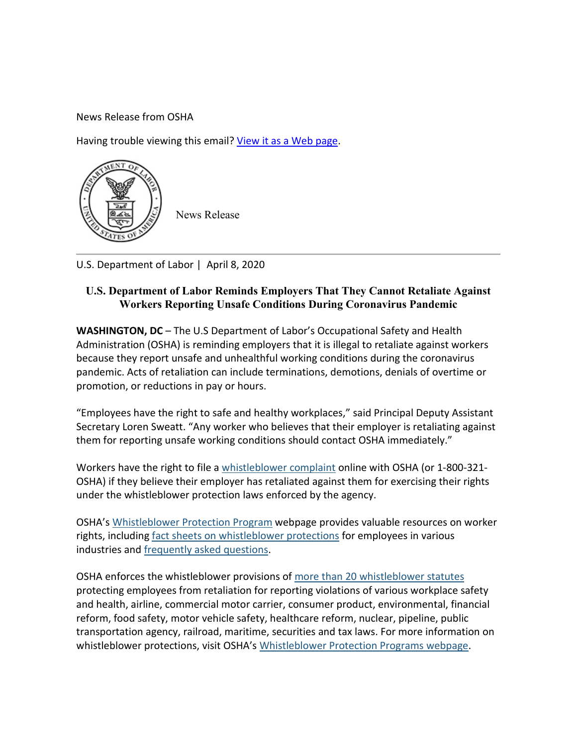News Release from OSHA

Having trouble viewing this email? [View it as a Web page](#).

News Release

U.S. Department of Labor | April 8, 2020

## U.S. Department of Labor Reminds Employers That They Cannot Retaliate Against Workers Reporting Unsafe Conditions During Coronavirus Pandemic

**WASHINGTON, DC** – The U.S Department of Labor's Occupational Safety and Health Administration (OSHA) is reminding employers that it is illegal to retaliate against workers because they report unsafe and unhealthful working conditions during the coronavirus pandemic. Acts of retaliation can include terminations, demotions, denials of overtime or promotion, or reductions in pay or hours.

"Employees have the right to safe and healthy workplaces," said Principal Deputy Assistant Secretary Loren Sweatt. "Any worker who believes that their employer is retaliating against them for reporting unsafe working conditions should contact OSHA immediately."

Workers have the right to file a [whistleblower complaint](#) online with OSHA (or 1-800-321-OSHA) if they believe their employer has retaliated against them for exercising their rights under the whistleblower protection laws enforced by the agency.

OSHA's [Whistleblower Protection Program](#) webpage provides valuable resources on worker rights, including [fact sheets on whistleblower protections](#) for employees in various industries and [frequently asked questions](#).

OSHA enforces the whistleblower provisions of [more than 20 whistleblower statutes](#) protecting employees from retaliation for reporting violations of various workplace safety and health, airline, commercial motor carrier, consumer product, environmental, financial reform, food safety, motor vehicle safety, healthcare reform, nuclear, pipeline, public transportation agency, railroad, maritime, securities and tax laws. For more information on whistleblower protections, visit OSHA's [Whistleblower Protection Programs webpage](#).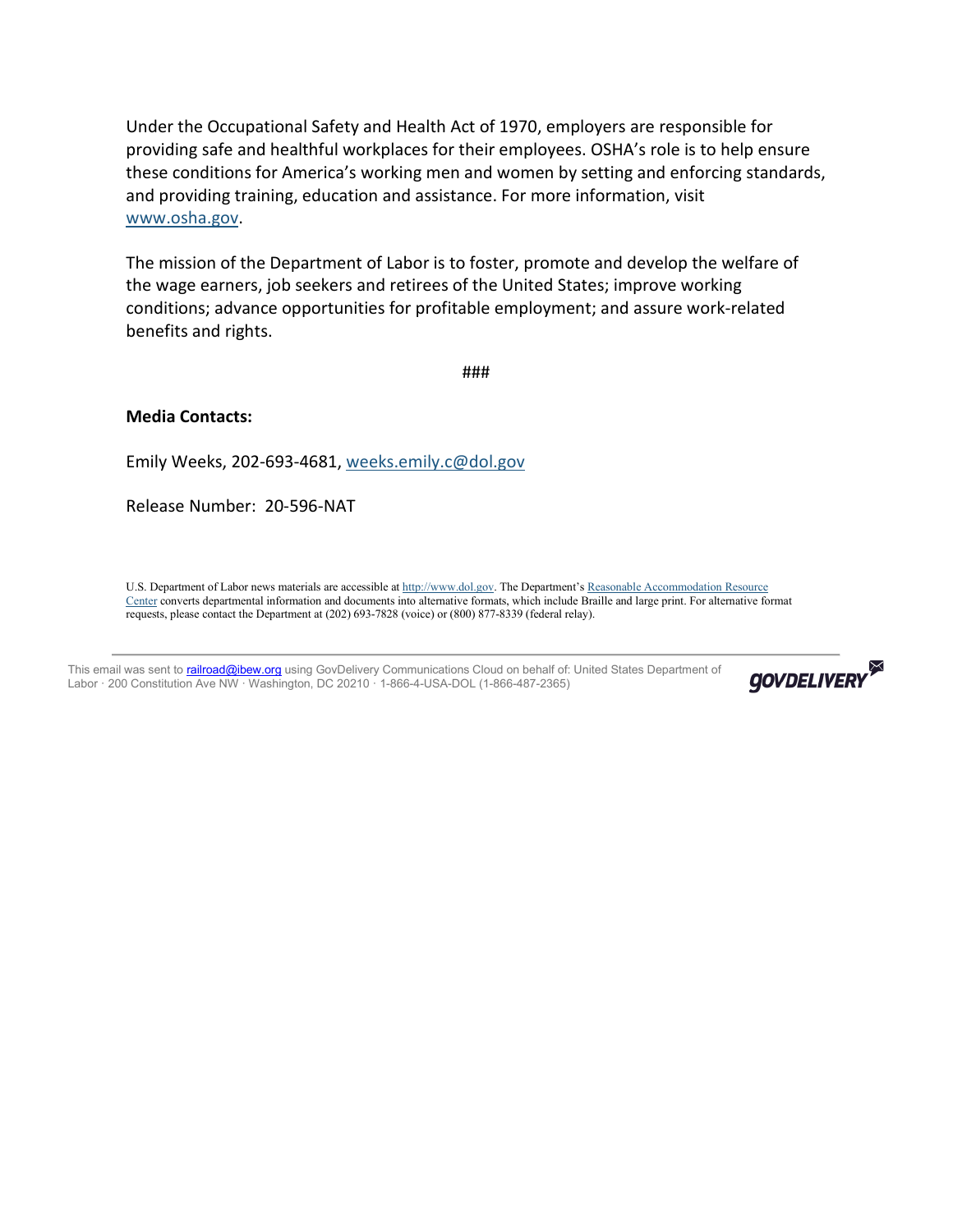Under the Occupational Safety and Health Act of 1970, employers are responsible for providing safe and healthful workplaces for their employees. OSHA's role is to help ensure these conditions for America's working men and women by setting and enforcing standards, and providing training, education and assistance. For more information, visit www.osha.gov.

The mission of the Department of Labor is to foster, promote and develop the welfare of the wage earners, job seekers and retirees of the United States; improve working conditions; advance opportunities for profitable employment; and assure work-related benefits and rights.

###

**Media Contacts:**

Emily Weeks, 202-693-4681, weeks.emily.c@dol.gov

Release Number: 20-596-NAT

U.S. Department of Labor news materials are accessible at http://www.dol.gov. The Department's Reasonable Accommodation Resource Center converts departmental information and documents into alternative formats, which include Braille and large print. For alternative format requests, please contact the Department at (202) 693-7828 (voice) or (800) 877-8339 (federal relay).

---

This email was sent to railroad@ibew.org using GovDelivery Communications Cloud on behalf of: United States Department of Labor · 200 Constitution Ave NW · Washington, DC 20210 · 1-866-4-USA-DOL (1-866-487-2365)

GOVDELIVERY